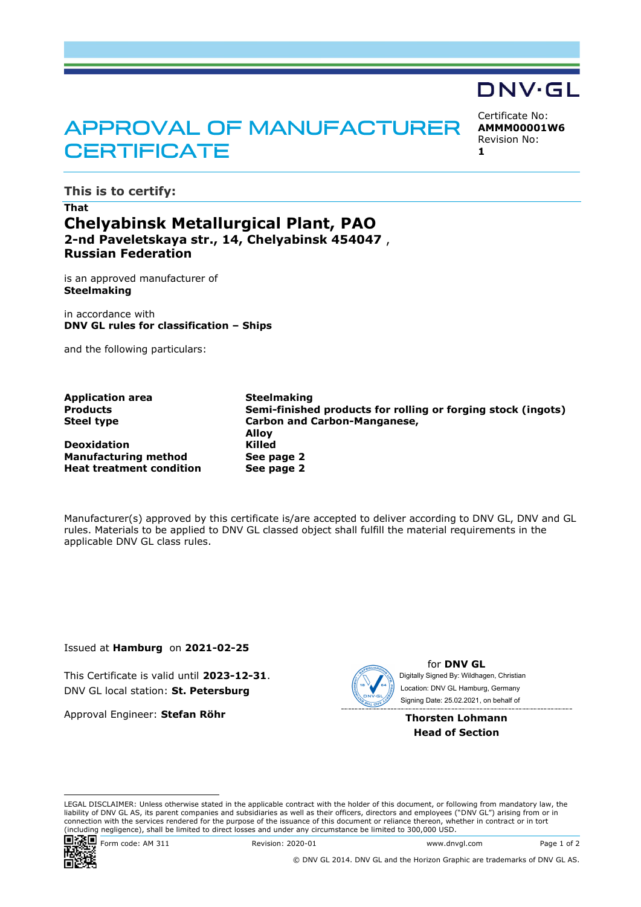DNV·GL

# APPROVAL OF MANUFACTURER CERTIFICATE

Certificate No:
**AMMM00001W6**
Revision No:
**1**

## This is to certify:

**That**

# Chelyabinsk Metallurgical Plant, PAO

**2-nd Paveletskaya str., 14, Chelyabinsk 454047 ,**
**Russian Federation**

is an approved manufacturer of
**Steelmaking**

in accordance with
**DNV GL rules for classification – Ships**

and the following particulars:

| | |
|---|---|
| **Application area** | **Steelmaking** |
| **Products** | **Semi-finished products for rolling or forging stock (ingots)** |
| **Steel type** | **Carbon and Carbon-Manganese,**<br>**Alloy** |
| **Deoxidation** | **Killed** |
| **Manufacturing method** | **See page 2** |
| **Heat treatment condition** | **See page 2** |

Manufacturer(s) approved by this certificate is/are accepted to deliver according to DNV GL, DNV and GL rules. Materials to be applied to DNV GL classed object shall fulfill the material requirements in the applicable DNV GL class rules.

Issued at **Hamburg** on **2021-02-25**

This Certificate is valid until **2023-12-31**.
DNV GL local station: **St. Petersburg**

Approval Engineer: **Stefan Röhr**

for **DNV GL**
Digitally Signed By: Wildhagen, Christian
Location: DNV GL Hamburg, Germany
Signing Date: 25.02.2021, on behalf of

**Thorsten Lohmann**
**Head of Section**

LEGAL DISCLAIMER: Unless otherwise stated in the applicable contract with the holder of this document, or following from mandatory law, the liability of DNV GL AS, its parent companies and subsidiaries as well as their officers, directors and employees ("DNV GL") arising from or in connection with the services rendered for the purpose of the issuance of this document or reliance thereon, whether in contract or in tort (including negligence), shall be limited to direct losses and under any circumstance be limited to 300,000 USD.

Form code: AM 311 Revision: 2020-01 www.dnvgl.com

© DNV GL 2014. DNV GL and the Horizon Graphic are trademarks of DNV GL AS.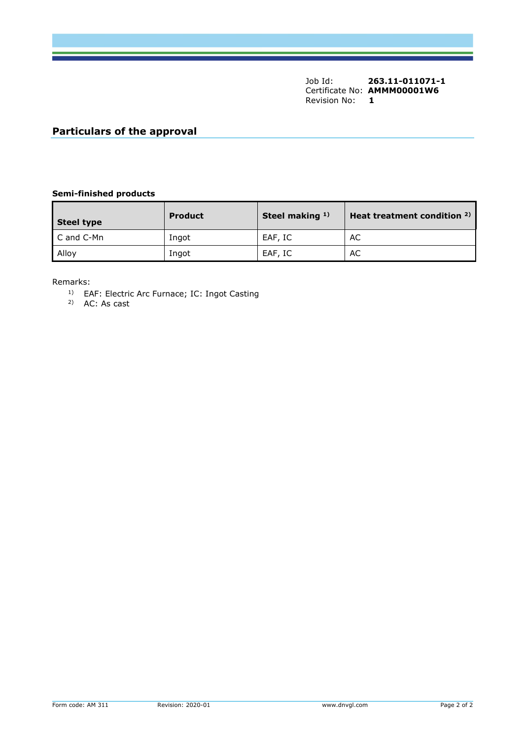Job Id: **263.11-011071-1**
Certificate No: **AMMM00001W6**
Revision No: **1**

## Particulars of the approval

### Semi-finished products

| Steel type | Product | Steel making [1] | Heat treatment condition [2] |
|---|---|---|---|
| C and C-Mn | Ingot | EAF, IC | AC |
| Alloy | Ingot | EAF, IC | AC |

Remarks:

[1] EAF: Electric Arc Furnace; IC: Ingot Casting
[2] AC: As cast

Form code: AM 311 Revision: 2020-01 www.dnvgl.com